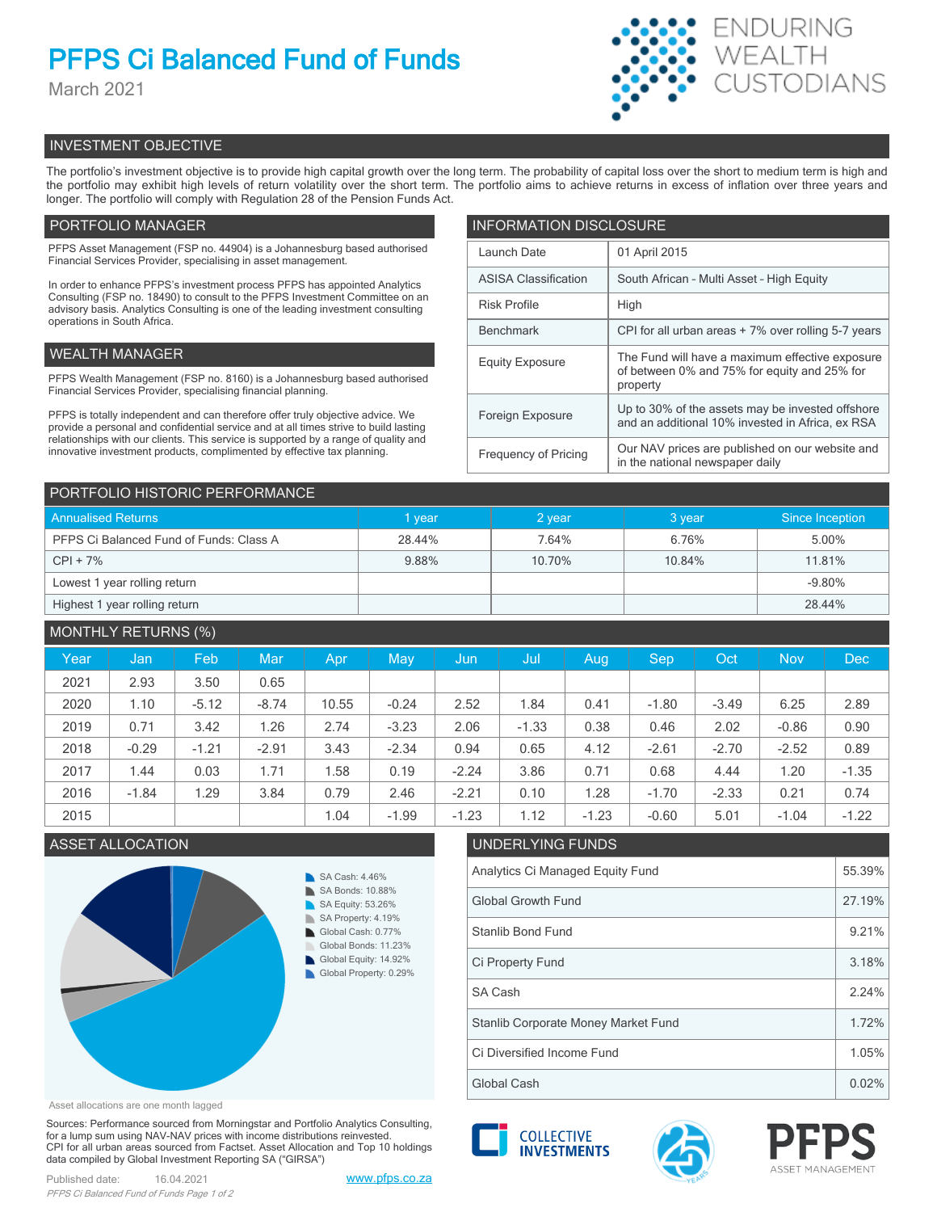# PFPS Ci Balanced Fund of Funds

March 2021

ENDURING WEALTH CUSTODIANS

## INVESTMENT OBJECTIVE

The portfolio's investment objective is to provide high capital growth over the long term. The probability of capital loss over the short to medium term is high and the portfolio may exhibit high levels of return volatility over the short term. The portfolio aims to achieve returns in excess of inflation over three years and longer. The portfolio will comply with Regulation 28 of the Pension Funds Act.

## PORTFOLIO MANAGER

PFPS Asset Management (FSP no. 44904) is a Johannesburg based authorised Financial Services Provider, specialising in asset management.

In order to enhance PFPS's investment process PFPS has appointed Analytics Consulting (FSP no. 18490) to consult to the PFPS Investment Committee on an advisory basis. Analytics Consulting is one of the leading investment consulting operations in South Africa.

## WEALTH MANAGER

PFPS Wealth Management (FSP no. 8160) is a Johannesburg based authorised Financial Services Provider, specialising financial planning.

PFPS is totally independent and can therefore offer truly objective advice. We provide a personal and confidential service and at all times strive to build lasting relationships with our clients. This service is supported by a range of quality and innovative investment products, complimented by effective tax planning.

## INFORMATION DISCLOSURE

| | |
|---|---|
| Launch Date | 01 April 2015 |
| ASISA Classification | South African - Multi Asset - High Equity |
| Risk Profile | High |
| Benchmark | CPI for all urban areas + 7% over rolling 5-7 years |
| Equity Exposure | The Fund will have a maximum effective exposure of between 0% and 75% for equity and 25% for property |
| Foreign Exposure | Up to 30% of the assets may be invested offshore and an additional 10% invested in Africa, ex RSA |
| Frequency of Pricing | Our NAV prices are published on our website and in the national newspaper daily |

## PORTFOLIO HISTORIC PERFORMANCE

| Annualised Returns | 1 year | 2 year | 3 year | Since Inception |
|---|---|---|---|---|
| PFPS Ci Balanced Fund of Funds: Class A | 28.44% | 7.64% | 6.76% | 5.00% |
| CPI + 7% | 9.88% | 10.70% | 10.84% | 11.81% |
| Lowest 1 year rolling return | | | | -9.80% |
| Highest 1 year rolling return | | | | 28.44% |

## MONTHLY RETURNS (%)

| Year | Jan | Feb | Mar | Apr | May | Jun | Jul | Aug | Sep | Oct | Nov | Dec |
|---|---|---|---|---|---|---|---|---|---|---|---|---|
| 2021 | 2.93 | 3.50 | 0.65 | | | | | | | | | |
| 2020 | 1.10 | -5.12 | -8.74 | 10.55 | -0.24 | 2.52 | 1.84 | 0.41 | -1.80 | -3.49 | 6.25 | 2.89 |
| 2019 | 0.71 | 3.42 | 1.26 | 2.74 | -3.23 | 2.06 | -1.33 | 0.38 | 0.46 | 2.02 | -0.86 | 0.90 |
| 2018 | -0.29 | -1.21 | -2.91 | 3.43 | -2.34 | 0.94 | 0.65 | 4.12 | -2.61 | -2.70 | -2.52 | 0.89 |
| 2017 | 1.44 | 0.03 | 1.71 | 1.58 | 0.19 | -2.24 | 3.86 | 0.71 | 0.68 | 4.44 | 1.20 | -1.35 |
| 2016 | -1.84 | 1.29 | 3.84 | 0.79 | 2.46 | -2.21 | 0.10 | 1.28 | -1.70 | -2.33 | 0.21 | 0.74 |
| 2015 | | | | 1.04 | -1.99 | -1.23 | 1.12 | -1.23 | -0.60 | 5.01 | -1.04 | -1.22 |

## ASSET ALLOCATION

- SA Cash: 4.46%
- SA Bonds: 10.88%
- SA Equity: 53.26%
- SA Property: 4.19%
- Global Cash: 0.77%
- Global Bonds: 11.23%
- Global Equity: 14.92%
- Global Property: 0.29%

Asset allocations are one month lagged

## UNDERLYING FUNDS

| | |
|---|---|
| Analytics Ci Managed Equity Fund | 55.39% |
| Global Growth Fund | 27.19% |
| Stanlib Bond Fund | 9.21% |
| Ci Property Fund | 3.18% |
| SA Cash | 2.24% |
| Stanlib Corporate Money Market Fund | 1.72% |
| Ci Diversified Income Fund | 1.05% |
| Global Cash | 0.02% |

Sources: Performance sourced from Morningstar and Portfolio Analytics Consulting, for a lump sum using NAV-NAV prices with income distributions reinvested. CPI for all urban areas sourced from Factset. Asset Allocation and Top 10 holdings data compiled by Global Investment Reporting SA ("GIRSA")

Published date: 16.04.2021

www.pfps.co.za

COLLECTIVE INVESTMENTS

PFPS ASSET MANAGEMENT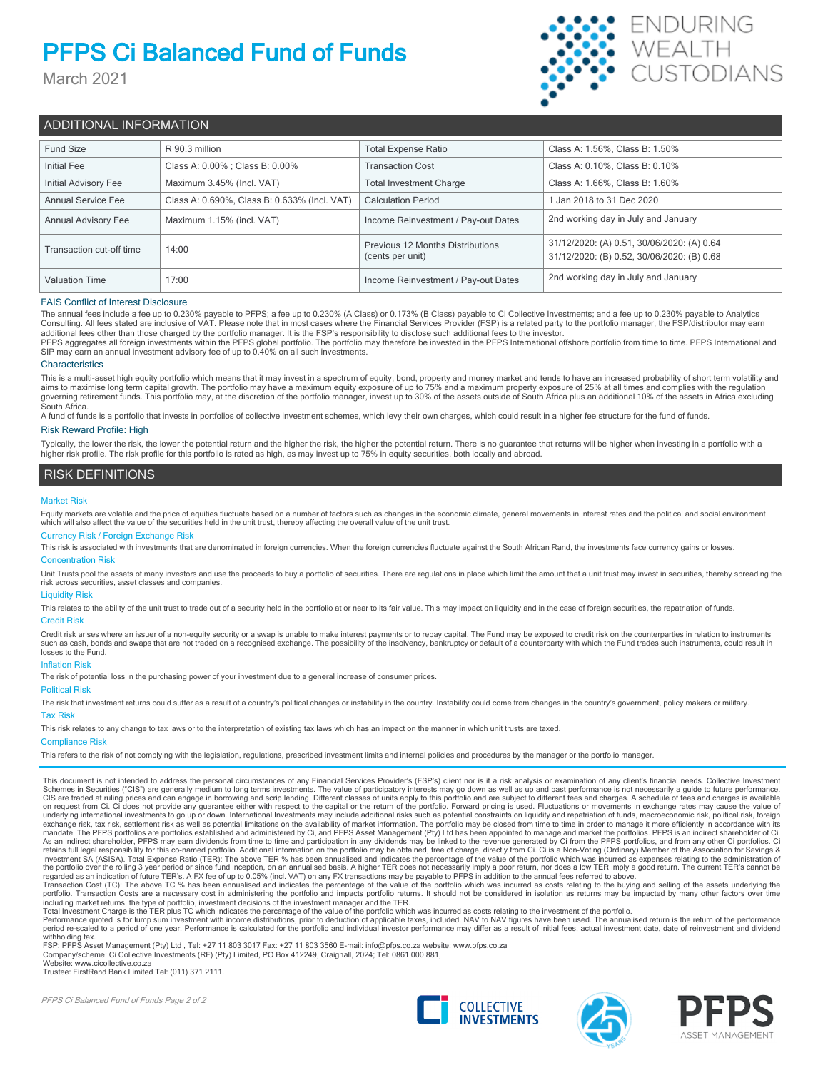# PFPS Ci Balanced Fund of Funds

March 2021

## ADDITIONAL INFORMATION

| | | | |
|---|---|---|---|
| Fund Size | R 90.3 million | Total Expense Ratio | Class A: 1.56%, Class B: 1.50% |
| Initial Fee | Class A: 0.00% ; Class B: 0.00% | Transaction Cost | Class A: 0.10%, Class B: 0.10% |
| Initial Advisory Fee | Maximum 3.45% (Incl. VAT) | Total Investment Charge | Class A: 1.66%, Class B: 1.60% |
| Annual Service Fee | Class A: 0.690%, Class B: 0.633% (Incl. VAT) | Calculation Period | 1 Jan 2018 to 31 Dec 2020 |
| Annual Advisory Fee | Maximum 1.15% (incl. VAT) | Income Reinvestment / Pay-out Dates | 2nd working day in July and January |
| Transaction cut-off time | 14:00 | Previous 12 Months Distributions (cents per unit) | 31/12/2020: (A) 0.51, 30/06/2020: (A) 0.64<br>31/12/2020: (B) 0.52, 30/06/2020: (B) 0.68 |
| Valuation Time | 17:00 | Income Reinvestment / Pay-out Dates | 2nd working day in July and January |

### FAIS Conflict of Interest Disclosure

The annual fees include a fee up to 0.230% payable to PFPS; a fee up to 0.230% (A Class) or 0.173% (B Class) payable to Ci Collective Investments; and a fee up to 0.230% payable to Analytics Consulting. All fees stated are inclusive of VAT. Please note that in most cases where the Financial Services Provider (FSP) is a related party to the portfolio manager, the FSP/distributor may earn additional fees other than those charged by the portfolio manager. It is the FSP's responsibility to disclose such additional fees to the investor.
PFPS aggregates all foreign investments within the PFPS global portfolio. The portfolio may therefore be invested in the PFPS International offshore portfolio from time to time. PFPS International and SIP may earn an annual investment advisory fee of up to 0.40% on all such investments.

### Characteristics

This is a multi-asset high equity portfolio which means that it may invest in a spectrum of equity, bond, property and money market and tends to have an increased probability of short term volatility and aims to maximise long term capital growth. The portfolio may have a maximum equity exposure of up to 75% and a maximum property exposure of 25% at all times and complies with the regulation governing retirement funds. This portfolio may, at the discretion of the portfolio manager, invest up to 30% of the assets outside of South Africa plus an additional 10% of the assets in Africa excluding South Africa.
A fund of funds is a portfolio that invests in portfolios of collective investment schemes, which levy their own charges, which could result in a higher fee structure for the fund of funds.

### Risk Reward Profile: High

Typically, the lower the risk, the lower the potential return and the higher the risk, the higher the potential return. There is no guarantee that returns will be higher when investing in a portfolio with a higher risk profile. The risk profile for this portfolio is rated as high, as may invest up to 75% in equity securities, both locally and abroad.

## RISK DEFINITIONS

### Market Risk

Equity markets are volatile and the price of equities fluctuate based on a number of factors such as changes in the economic climate, general movements in interest rates and the political and social environment which will also affect the value of the securities held in the unit trust, thereby affecting the overall value of the unit trust.

### Currency Risk / Foreign Exchange Risk

This risk is associated with investments that are denominated in foreign currencies. When the foreign currencies fluctuate against the South African Rand, the investments face currency gains or losses.

### Concentration Risk

Unit Trusts pool the assets of many investors and use the proceeds to buy a portfolio of securities. There are regulations in place which limit the amount that a unit trust may invest in securities, thereby spreading the risk across securities, asset classes and companies.

### Liquidity Risk

This relates to the ability of the unit trust to trade out of a security held in the portfolio at or near to its fair value. This may impact on liquidity and in the case of foreign securities, the repatriation of funds.

### Credit Risk

Credit risk arises where an issuer of a non-equity security or a swap is unable to make interest payments or to repay capital. The Fund may be exposed to credit risk on the counterparties in relation to instruments such as cash, bonds and swaps that are not traded on a recognised exchange. The possibility of the insolvency, bankruptcy or default of a counterparty with which the Fund trades such instruments, could result in losses to the Fund.

### Inflation Risk

The risk of potential loss in the purchasing power of your investment due to a general increase of consumer prices.

### Political Risk

The risk that investment returns could suffer as a result of a country's political changes or instability in the country. Instability could come from changes in the country's government, policy makers or military.

### Tax Risk

This risk relates to any change to tax laws or to the interpretation of existing tax laws which has an impact on the manner in which unit trusts are taxed.

### Compliance Risk

This refers to the risk of not complying with the legislation, regulations, prescribed investment limits and internal policies and procedures by the manager or the portfolio manager.

This document is not intended to address the personal circumstances of any Financial Services Provider's (FSP's) client nor is it a risk analysis or examination of any client's financial needs. Collective Investment Schemes in Securities ("CIS") are generally medium to long terms investments. The value of participatory interests may go down as well as up and past performance is not necessarily a guide to future performance. CIS are traded at ruling prices and can engage in borrowing and scrip lending. Different classes of units apply to this portfolio and are subject to different fees and charges. A schedule of fees and charges is available on request from Ci. Ci does not provide any guarantee either with respect to the capital or the return of the portfolio. Forward pricing is used. Fluctuations or movements in exchange rates may cause the value of underlying international investments to go up or down. International Investments may include additional risks such as potential constraints on liquidity and repatriation of funds, macroeconomic risk, political risk, foreign exchange risk, tax risk, settlement risk as well as potential limitations on the availability of market information. The portfolio may be closed from time to time in order to manage it more efficiently in accordance with its mandate. The PFPS portfolios are portfolios established and administered by Ci, and PFPS Asset Management (Pty) Ltd has been appointed to manage and market the portfolios. PFPS is an indirect shareholder of Ci. As an indirect shareholder, PFPS may earn dividends from time to time and participation in any dividends may be linked to the revenue generated by Ci from the PFPS portfolios, and from any other Ci portfolios. Ci retains full legal responsibility for this co-named portfolio. Additional information on the portfolio may be obtained, free of charge, directly from Ci. Ci is a Non-Voting (Ordinary) Member of the Association for Savings & Investment SA (ASISA). Total Expense Ratio (TER): The above TER % has been annualised and indicates the percentage of the value of the portfolio which was incurred as expenses relating to the administration of the portfolio over the rolling 3 year period or since fund inception, on an annualised basis. A higher TER does not necessarily imply a poor return, nor does a low TER imply a good return. The current TER's cannot be regarded as an indication of future TER's. A FX fee of up to 0.05% (incl. VAT) on any FX transactions may be payable to PFPS in addition to the annual fees referred to above.
Transaction Cost (TC): The above TC % has been annualised and indicates the percentage of the value of the portfolio which was incurred as costs relating to the buying and selling of the assets underlying the portfolio. Transaction Costs are a necessary cost in administering the portfolio and impacts portfolio returns. It should not be considered in isolation as returns may be impacted by many other factors over time including market returns, the type of portfolio, investment decisions of the investment manager and the TER.
Total Investment Charge is the TER plus TC which indicates the percentage of the value of the portfolio which was incurred as costs relating to the investment of the portfolio.
Performance quoted is for lump sum investment with income distributions, prior to deduction of applicable taxes, included. NAV to NAV figures have been used. The annualised return is the return of the performance period re-scaled to a period of one year. Performance is calculated for the portfolio and individual investor performance may differ as a result of initial fees, actual investment date, date of reinvestment and dividend withholding tax.
FSP: PFPS Asset Management (Pty) Ltd , Tel: +27 11 803 3017 Fax: +27 11 803 3560 E-mail: info@pfps.co.za website: www.pfps.co.za
Company/scheme: Ci Collective Investments (RF) (Pty) Limited, PO Box 412249, Craighall, 2024; Tel: 0861 000 881,
Website: www.cicollective.co.za
Trustee: FirstRand Bank Limited Tel: (011) 371 2111.